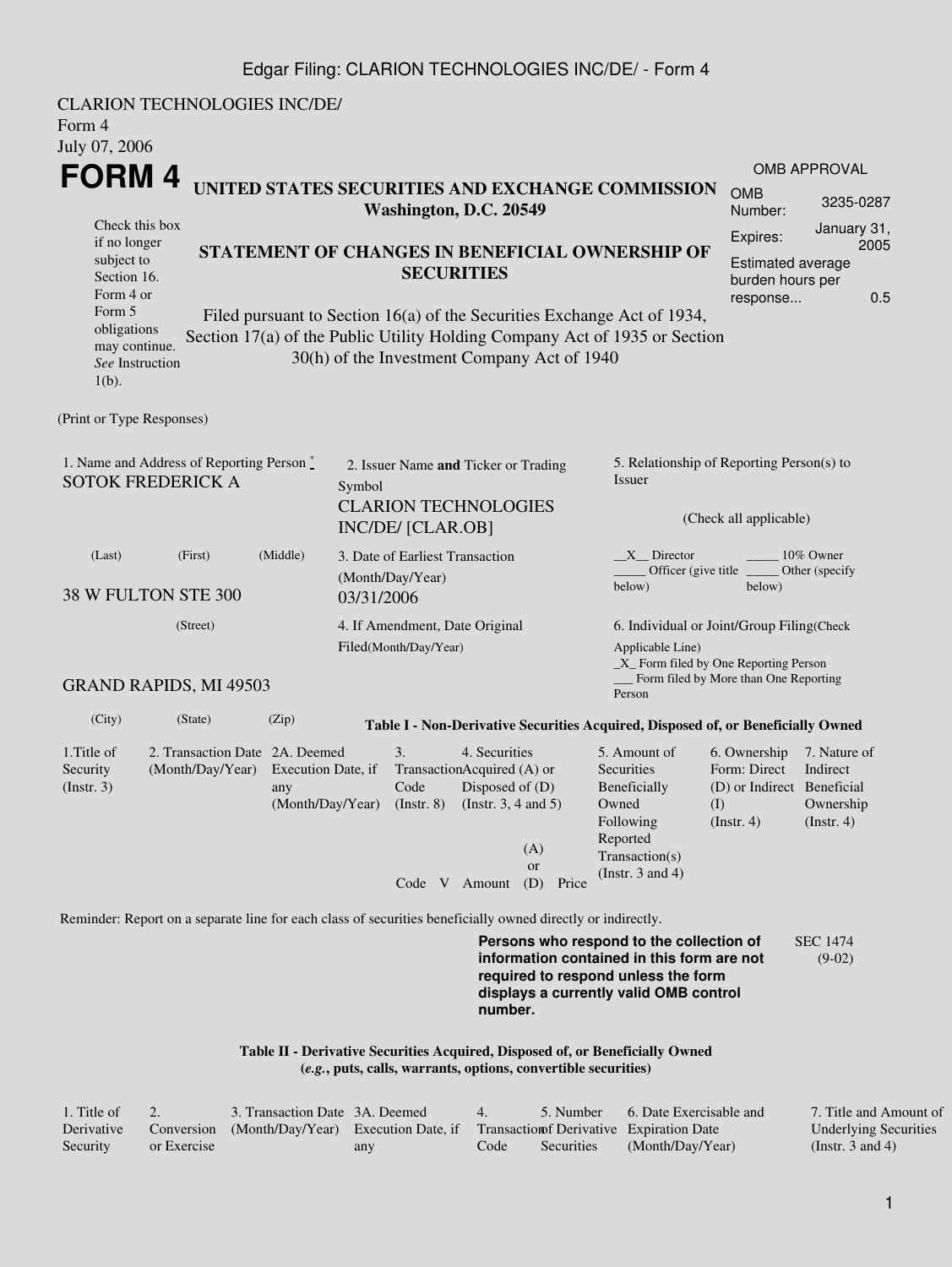CLARION TECHNOLOGIES INC/DE/
Form 4
July 07, 2006

# FORM 4

**UNITED STATES SECURITIES AND EXCHANGE COMMISSION**
**Washington, D.C. 20549**

Check this box if no longer subject to Section 16. Form 4 or Form 5 obligations may continue. *See* Instruction 1(b).

**STATEMENT OF CHANGES IN BENEFICIAL OWNERSHIP OF SECURITIES**

Filed pursuant to Section 16(a) of the Securities Exchange Act of 1934, Section 17(a) of the Public Utility Holding Company Act of 1935 or Section 30(h) of the Investment Company Act of 1940

| OMB APPROVAL | |
|---|---|
| OMB Number: | 3235-0287 |
| Expires: | January 31, 2005 |
| Estimated average burden hours per response... | 0.5 |

(Print or Type Responses)

1. Name and Address of Reporting Person *
SOTOK FREDERICK A

(Last) (First) (Middle)

38 W FULTON STE 300

(Street)

GRAND RAPIDS, MI 49503

(City) (State) (Zip)

2. Issuer Name **and** Ticker or Trading Symbol
CLARION TECHNOLOGIES INC/DE/ [CLAR.OB]

3. Date of Earliest Transaction (Month/Day/Year)
03/31/2006

4. If Amendment, Date Original Filed(Month/Day/Year)

5. Relationship of Reporting Person(s) to Issuer

(Check all applicable)

__X__ Director _____ 10% Owner
_____ Officer (give title below) _____ Other (specify below)

6. Individual or Joint/Group Filing(Check Applicable Line)
_X_ Form filed by One Reporting Person
___ Form filed by More than One Reporting Person

**Table I - Non-Derivative Securities Acquired, Disposed of, or Beneficially Owned**

| 1.Title of Security (Instr. 3) | 2. Transaction Date (Month/Day/Year) | 2A. Deemed Execution Date, if any (Month/Day/Year) | 3. Transaction Code (Instr. 8) | | 4. Securities Acquired (A) or Disposed of (D) (Instr. 3, 4 and 5) | | | 5. Amount of Securities Beneficially Owned Following Reported Transaction(s) (Instr. 3 and 4) | 6. Ownership Form: Direct (D) or Indirect (I) (Instr. 4) | 7. Nature of Indirect Beneficial Ownership (Instr. 4) |
|---|---|---|---|---|---|---|---|---|---|---|
| | | | Code | V | Amount | (A) or (D) | Price | | | |

Reminder: Report on a separate line for each class of securities beneficially owned directly or indirectly.

**Persons who respond to the collection of information contained in this form are not required to respond unless the form displays a currently valid OMB control number.**

SEC 1474 (9-02)

**Table II - Derivative Securities Acquired, Disposed of, or Beneficially Owned**
**(*e.g.*, puts, calls, warrants, options, convertible securities)**

| 1. Title of Derivative Security | 2. Conversion or Exercise | 3. Transaction Date (Month/Day/Year) | 3A. Deemed Execution Date, if any | 4. Transaction Code | 5. Number of Derivative Securities | 6. Date Exercisable and Expiration Date (Month/Day/Year) | 7. Title and Amount of Underlying Securities (Instr. 3 and 4) |
|---|---|---|---|---|---|---|---|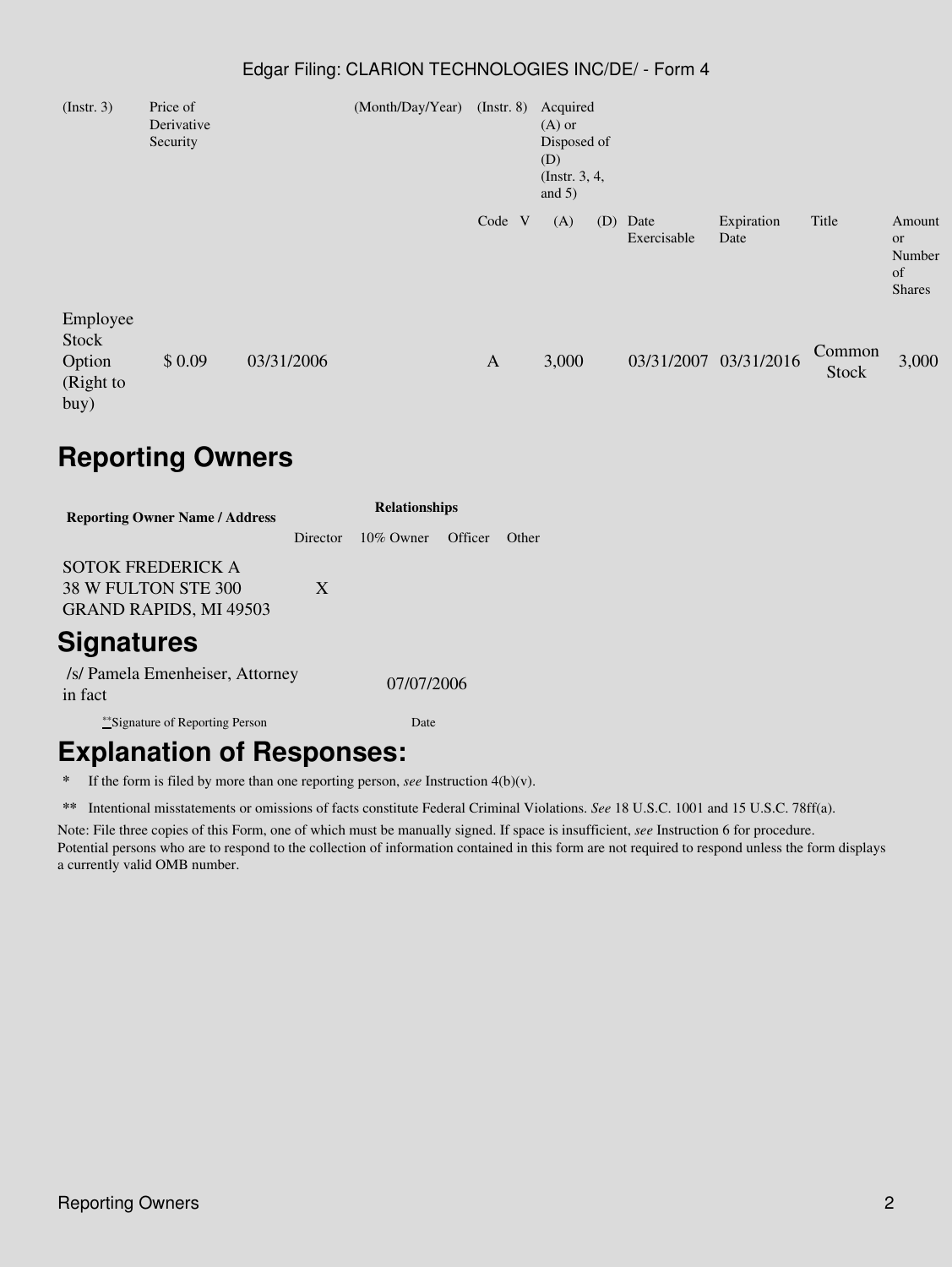| (Instr. 3) | Price of Derivative Security | | (Month/Day/Year) | (Instr. 8) | | Acquired (A) or Disposed of (D) (Instr. 3, 4, and 5) | | | | | |
|---|---|---|---|---|---|---|---|---|---|---|---|
| | | | | Code | V | (A) | (D) | Date Exercisable | Expiration Date | Title | Amount or Number of Shares |
| Employee Stock Option (Right to buy) | $ 0.09 | 03/31/2006 | | A | | 3,000 | | 03/31/2007 | 03/31/2016 | Common Stock | 3,000 |

# Reporting Owners

| Reporting Owner Name / Address | Relationships | | | |
|---|---|---|---|---|
| | Director | 10% Owner | Officer | Other |
| SOTOK FREDERICK A<br>38 W FULTON STE 300<br>GRAND RAPIDS, MI 49503 | X | | | |

# Signatures

| | |
|---|---|
| /s/ Pamela Emenheiser, Attorney in fact | 07/07/2006 |
| **Signature of Reporting Person | Date |

# Explanation of Responses:

\* If the form is filed by more than one reporting person, *see* Instruction 4(b)(v).

\*\* Intentional misstatements or omissions of facts constitute Federal Criminal Violations. *See* 18 U.S.C. 1001 and 15 U.S.C. 78ff(a).

Note: File three copies of this Form, one of which must be manually signed. If space is insufficient, *see* Instruction 6 for procedure.

Potential persons who are to respond to the collection of information contained in this form are not required to respond unless the form displays a currently valid OMB number.